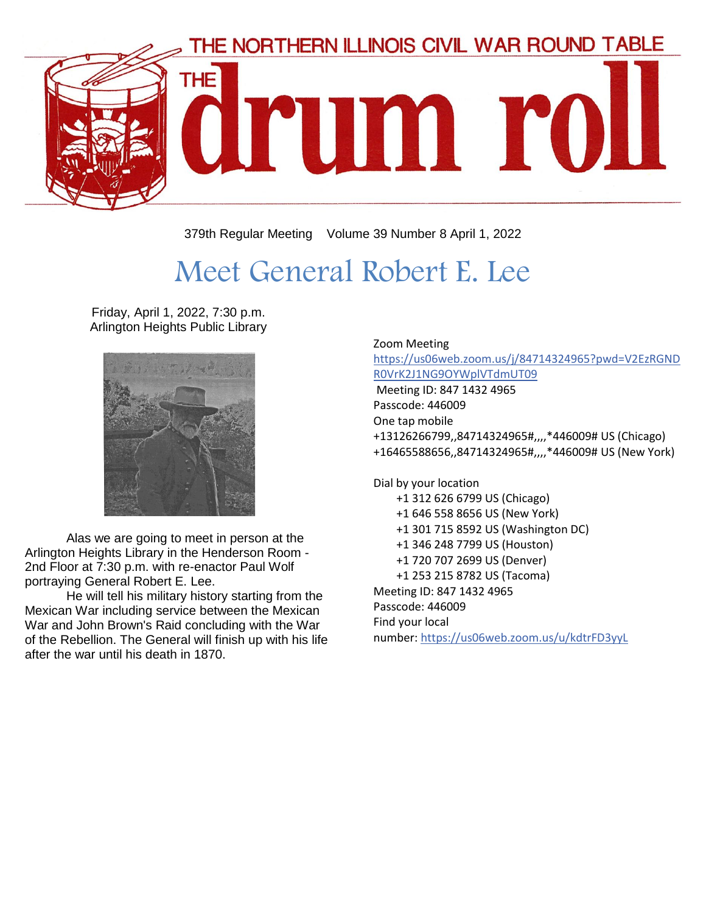# THE NORTHERN ILLINOIS CIVIL WAR ROUND TABLE

# THE drum roll

379th Regular Meeting Volume 39 Number 8 April 1, 2022

## Meet General Robert E. Lee

Friday, April 1, 2022, 7:30 p.m.
Arlington Heights Public Library

Alas we are going to meet in person at the Arlington Heights Library in the Henderson Room - 2nd Floor at 7:30 p.m. with re-enactor Paul Wolf portraying General Robert E. Lee.

He will tell his military history starting from the Mexican War including service between the Mexican War and John Brown's Raid concluding with the War of the Rebellion. The General will finish up with his life after the war until his death in 1870.

Zoom Meeting
https://us06web.zoom.us/j/84714324965?pwd=V2EzRGNDR0VrK2J1NG9OYWplVTdmUT09
Meeting ID: 847 1432 4965
Passcode: 446009
One tap mobile
+13126266799,,84714324965#,,,,*446009# US (Chicago)
+16465588656,,84714324965#,,,,*446009# US (New York)

Dial by your location
+1 312 626 6799 US (Chicago)
+1 646 558 8656 US (New York)
+1 301 715 8592 US (Washington DC)
+1 346 248 7799 US (Houston)
+1 720 707 2699 US (Denver)
+1 253 215 8782 US (Tacoma)
Meeting ID: 847 1432 4965
Passcode: 446009
Find your local number: https://us06web.zoom.us/u/kdtrFD3yyL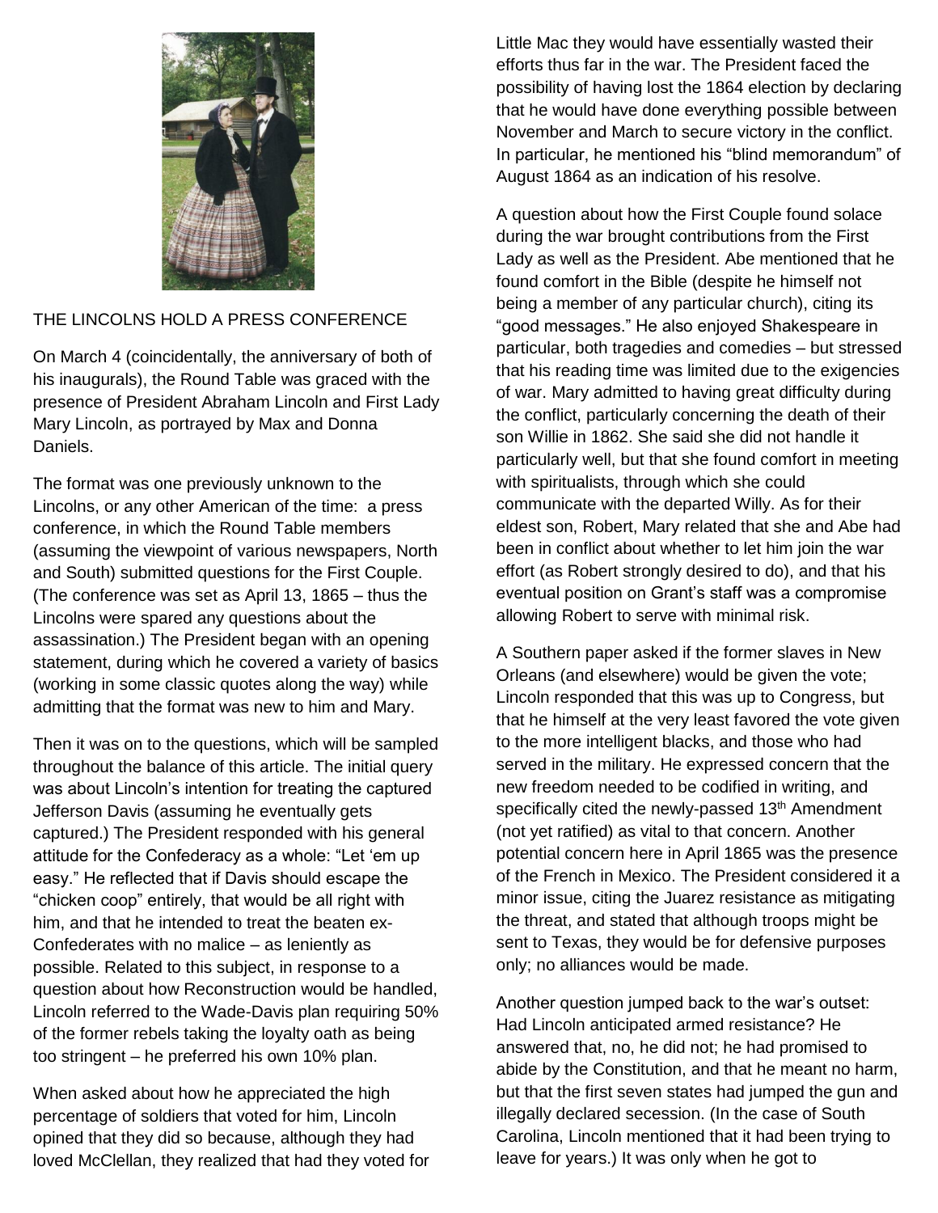## THE LINCOLNS HOLD A PRESS CONFERENCE

On March 4 (coincidentally, the anniversary of both of his inaugurals), the Round Table was graced with the presence of President Abraham Lincoln and First Lady Mary Lincoln, as portrayed by Max and Donna Daniels.

The format was one previously unknown to the Lincolns, or any other American of the time: a press conference, in which the Round Table members (assuming the viewpoint of various newspapers, North and South) submitted questions for the First Couple. (The conference was set as April 13, 1865 – thus the Lincolns were spared any questions about the assassination.) The President began with an opening statement, during which he covered a variety of basics (working in some classic quotes along the way) while admitting that the format was new to him and Mary.

Then it was on to the questions, which will be sampled throughout the balance of this article. The initial query was about Lincoln's intention for treating the captured Jefferson Davis (assuming he eventually gets captured.) The President responded with his general attitude for the Confederacy as a whole: "Let 'em up easy." He reflected that if Davis should escape the "chicken coop" entirely, that would be all right with him, and that he intended to treat the beaten ex-Confederates with no malice – as leniently as possible. Related to this subject, in response to a question about how Reconstruction would be handled, Lincoln referred to the Wade-Davis plan requiring 50% of the former rebels taking the loyalty oath as being too stringent – he preferred his own 10% plan.

When asked about how he appreciated the high percentage of soldiers that voted for him, Lincoln opined that they did so because, although they had loved McClellan, they realized that had they voted for Little Mac they would have essentially wasted their efforts thus far in the war. The President faced the possibility of having lost the 1864 election by declaring that he would have done everything possible between November and March to secure victory in the conflict. In particular, he mentioned his "blind memorandum" of August 1864 as an indication of his resolve.

A question about how the First Couple found solace during the war brought contributions from the First Lady as well as the President. Abe mentioned that he found comfort in the Bible (despite he himself not being a member of any particular church), citing its "good messages." He also enjoyed Shakespeare in particular, both tragedies and comedies – but stressed that his reading time was limited due to the exigencies of war. Mary admitted to having great difficulty during the conflict, particularly concerning the death of their son Willie in 1862. She said she did not handle it particularly well, but that she found comfort in meeting with spiritualists, through which she could communicate with the departed Willy. As for their eldest son, Robert, Mary related that she and Abe had been in conflict about whether to let him join the war effort (as Robert strongly desired to do), and that his eventual position on Grant's staff was a compromise allowing Robert to serve with minimal risk.

A Southern paper asked if the former slaves in New Orleans (and elsewhere) would be given the vote; Lincoln responded that this was up to Congress, but that he himself at the very least favored the vote given to the more intelligent blacks, and those who had served in the military. He expressed concern that the new freedom needed to be codified in writing, and specifically cited the newly-passed 13th Amendment (not yet ratified) as vital to that concern. Another potential concern here in April 1865 was the presence of the French in Mexico. The President considered it a minor issue, citing the Juarez resistance as mitigating the threat, and stated that although troops might be sent to Texas, they would be for defensive purposes only; no alliances would be made.

Another question jumped back to the war's outset: Had Lincoln anticipated armed resistance? He answered that, no, he did not; he had promised to abide by the Constitution, and that he meant no harm, but that the first seven states had jumped the gun and illegally declared secession. (In the case of South Carolina, Lincoln mentioned that it had been trying to leave for years.) It was only when he got to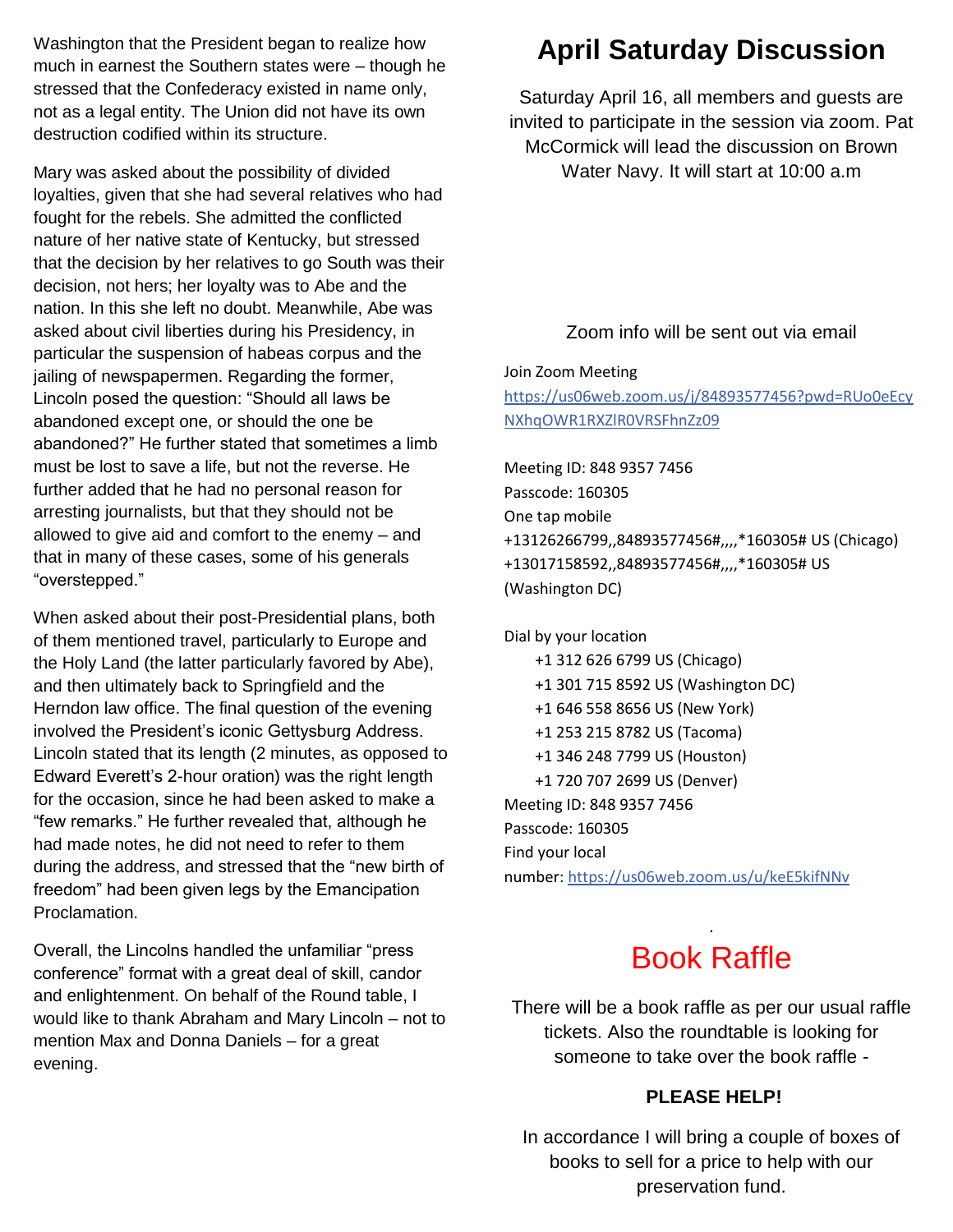Washington that the President began to realize how much in earnest the Southern states were – though he stressed that the Confederacy existed in name only, not as a legal entity. The Union did not have its own destruction codified within its structure.

Mary was asked about the possibility of divided loyalties, given that she had several relatives who had fought for the rebels. She admitted the conflicted nature of her native state of Kentucky, but stressed that the decision by her relatives to go South was their decision, not hers; her loyalty was to Abe and the nation. In this she left no doubt. Meanwhile, Abe was asked about civil liberties during his Presidency, in particular the suspension of habeas corpus and the jailing of newspapermen. Regarding the former, Lincoln posed the question: "Should all laws be abandoned except one, or should the one be abandoned?" He further stated that sometimes a limb must be lost to save a life, but not the reverse. He further added that he had no personal reason for arresting journalists, but that they should not be allowed to give aid and comfort to the enemy – and that in many of these cases, some of his generals "overstepped."

When asked about their post-Presidential plans, both of them mentioned travel, particularly to Europe and the Holy Land (the latter particularly favored by Abe), and then ultimately back to Springfield and the Herndon law office. The final question of the evening involved the President's iconic Gettysburg Address. Lincoln stated that its length (2 minutes, as opposed to Edward Everett's 2-hour oration) was the right length for the occasion, since he had been asked to make a "few remarks." He further revealed that, although he had made notes, he did not need to refer to them during the address, and stressed that the "new birth of freedom" had been given legs by the Emancipation Proclamation.

Overall, the Lincolns handled the unfamiliar "press conference" format with a great deal of skill, candor and enlightenment. On behalf of the Round table, I would like to thank Abraham and Mary Lincoln – not to mention Max and Donna Daniels – for a great evening.

# April Saturday Discussion

Saturday April 16, all members and guests are invited to participate in the session via zoom. Pat McCormick will lead the discussion on Brown Water Navy. It will start at 10:00 a.m

Zoom info will be sent out via email

Join Zoom Meeting
https://us06web.zoom.us/j/84893577456?pwd=RUo0eEcyNXhqOWR1RXZlR0VRSFhnZz09

Meeting ID: 848 9357 7456
Passcode: 160305
One tap mobile
+13126266799,,84893577456#,,,,*160305# US (Chicago)
+13017158592,,84893577456#,,,,*160305# US (Washington DC)

Dial by your location
- +1 312 626 6799 US (Chicago)
- +1 301 715 8592 US (Washington DC)
- +1 646 558 8656 US (New York)
- +1 253 215 8782 US (Tacoma)
- +1 346 248 7799 US (Houston)
- +1 720 707 2699 US (Denver)

Meeting ID: 848 9357 7456
Passcode: 160305
Find your local number: https://us06web.zoom.us/u/keE5kifNNv

# Book Raffle

There will be a book raffle as per our usual raffle tickets. Also the roundtable is looking for someone to take over the book raffle -

**PLEASE HELP!**

In accordance I will bring a couple of boxes of books to sell for a price to help with our preservation fund.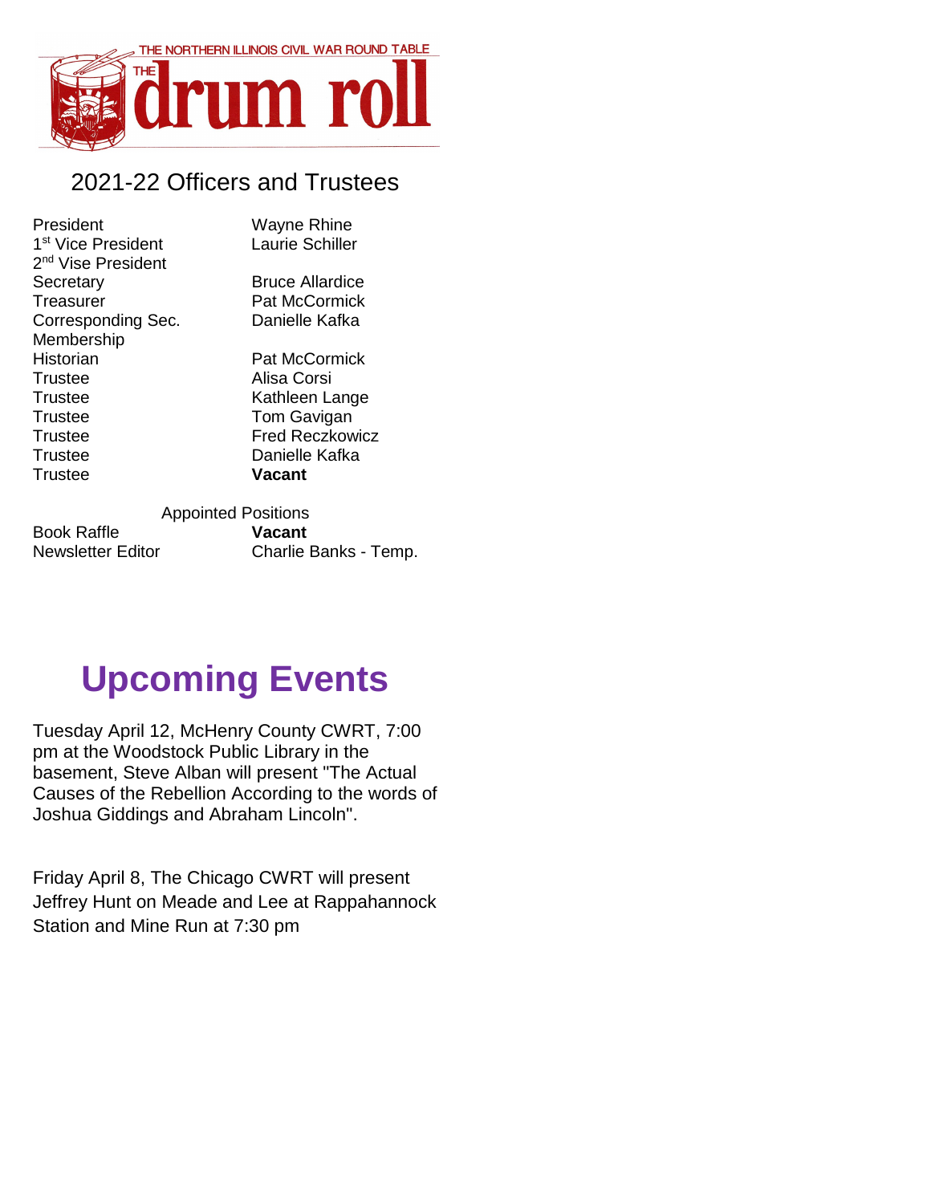THE NORTHERN ILLINOIS CIVIL WAR ROUND TABLE

# THE drum roll

## 2021-22 Officers and Trustees

| | |
|---|---|
| President | Wayne Rhine |
| 1st Vice President | Laurie Schiller |
| 2nd Vise President | |
| Secretary | Bruce Allardice |
| Treasurer | Pat McCormick |
| Corresponding Sec. | Danielle Kafka |
| Membership | |
| Historian | Pat McCormick |
| Trustee | Alisa Corsi |
| Trustee | Kathleen Lange |
| Trustee | Tom Gavigan |
| Trustee | Fred Reczkowicz |
| Trustee | Danielle Kafka |
| Trustee | **Vacant** |

Appointed Positions

| | |
|---|---|
| Book Raffle | **Vacant** |
| Newsletter Editor | Charlie Banks - Temp. |

# Upcoming Events

Tuesday April 12, McHenry County CWRT, 7:00 pm at the Woodstock Public Library in the basement, Steve Alban will present "The Actual Causes of the Rebellion According to the words of Joshua Giddings and Abraham Lincoln".

Friday April 8, The Chicago CWRT will present Jeffrey Hunt on Meade and Lee at Rappahannock Station and Mine Run at 7:30 pm